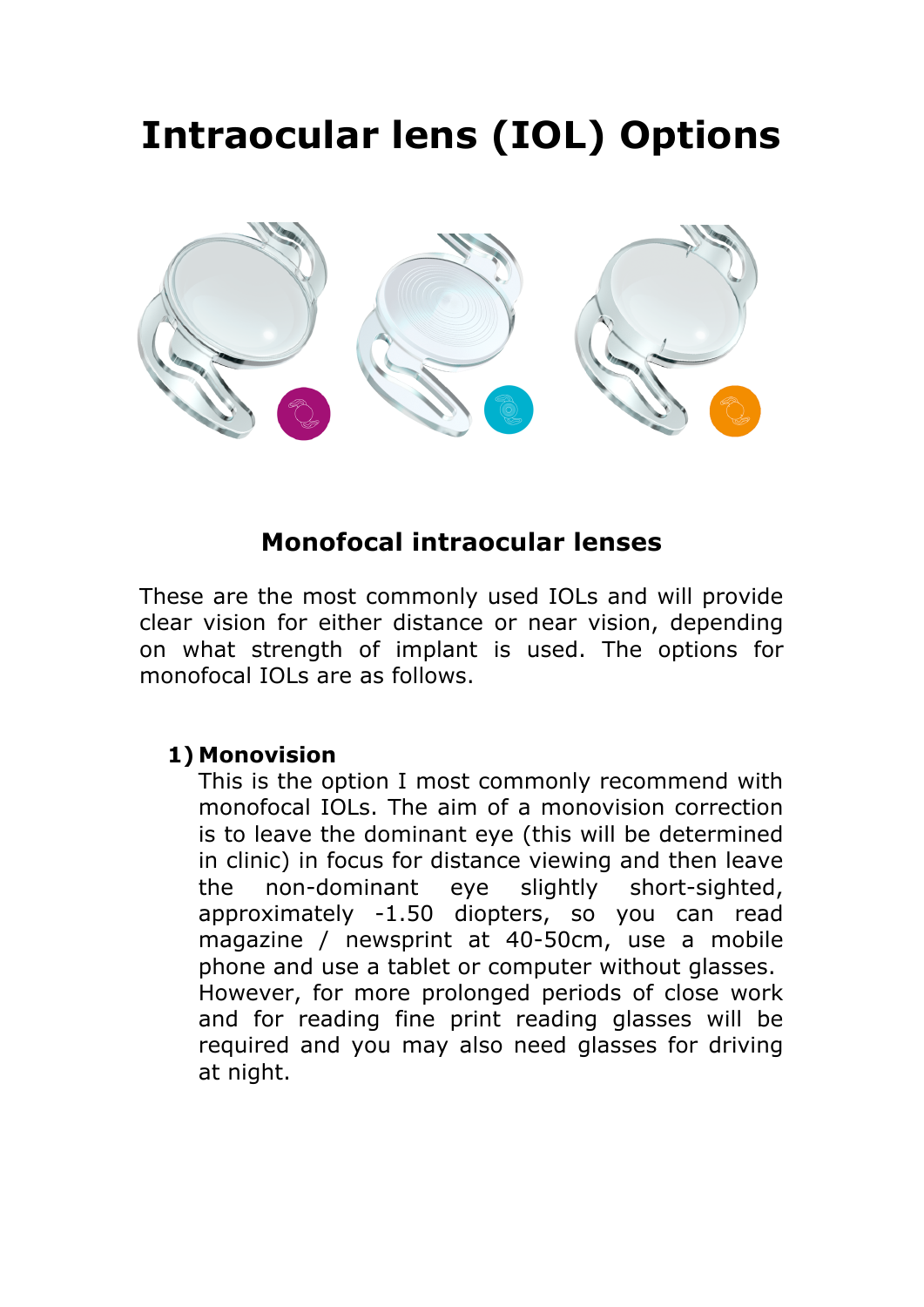# Intraocular lens (IOL) Options

## Monofocal intraocular lenses

These are the most commonly used IOLs and will provide clear vision for either distance or near vision, depending on what strength of implant is used. The options for monofocal IOLs are as follows.

1) **Monovision**
   This is the option I most commonly recommend with monofocal IOLs. The aim of a monovision correction is to leave the dominant eye (this will be determined in clinic) in focus for distance viewing and then leave the non-dominant eye slightly short-sighted, approximately -1.50 diopters, so you can read magazine / newsprint at 40-50cm, use a mobile phone and use a tablet or computer without glasses. However, for more prolonged periods of close work and for reading fine print reading glasses will be required and you may also need glasses for driving at night.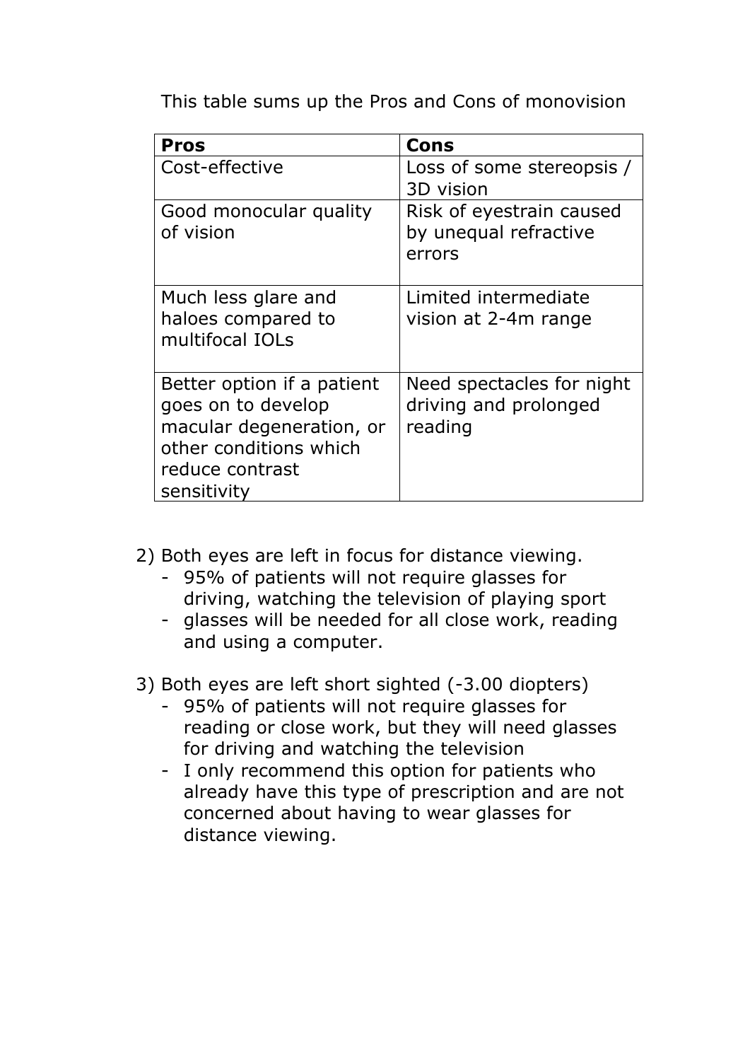This table sums up the Pros and Cons of monovision

| **Pros** | **Cons** |
| --- | --- |
| Cost-effective | Loss of some stereopsis / 3D vision |
| Good monocular quality of vision | Risk of eyestrain caused by unequal refractive errors |
| Much less glare and haloes compared to multifocal IOLs | Limited intermediate vision at 2-4m range |
| Better option if a patient goes on to develop macular degeneration, or other conditions which reduce contrast sensitivity | Need spectacles for night driving and prolonged reading |

2) Both eyes are left in focus for distance viewing.
   - 95% of patients will not require glasses for driving, watching the television of playing sport
   - glasses will be needed for all close work, reading and using a computer.

3) Both eyes are left short sighted (-3.00 diopters)
   - 95% of patients will not require glasses for reading or close work, but they will need glasses for driving and watching the television
   - I only recommend this option for patients who already have this type of prescription and are not concerned about having to wear glasses for distance viewing.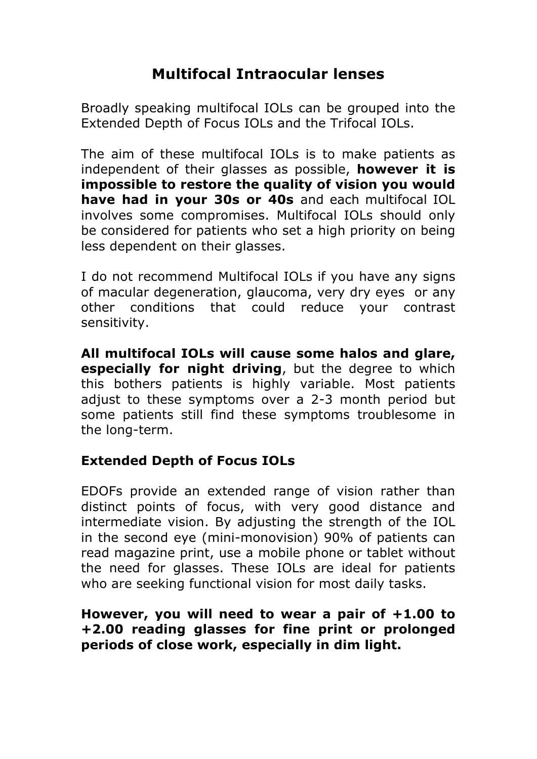# Multifocal Intraocular lenses

Broadly speaking multifocal IOLs can be grouped into the Extended Depth of Focus IOLs and the Trifocal IOLs.

The aim of these multifocal IOLs is to make patients as independent of their glasses as possible, **however it is impossible to restore the quality of vision you would have had in your 30s or 40s** and each multifocal IOL involves some compromises. Multifocal IOLs should only be considered for patients who set a high priority on being less dependent on their glasses.

I do not recommend Multifocal IOLs if you have any signs of macular degeneration, glaucoma, very dry eyes or any other conditions that could reduce your contrast sensitivity.

**All multifocal IOLs will cause some halos and glare, especially for night driving**, but the degree to which this bothers patients is highly variable. Most patients adjust to these symptoms over a 2-3 month period but some patients still find these symptoms troublesome in the long-term.

## Extended Depth of Focus IOLs

EDOFs provide an extended range of vision rather than distinct points of focus, with very good distance and intermediate vision. By adjusting the strength of the IOL in the second eye (mini-monovision) 90% of patients can read magazine print, use a mobile phone or tablet without the need for glasses. These IOLs are ideal for patients who are seeking functional vision for most daily tasks.

**However, you will need to wear a pair of +1.00 to +2.00 reading glasses for fine print or prolonged periods of close work, especially in dim light.**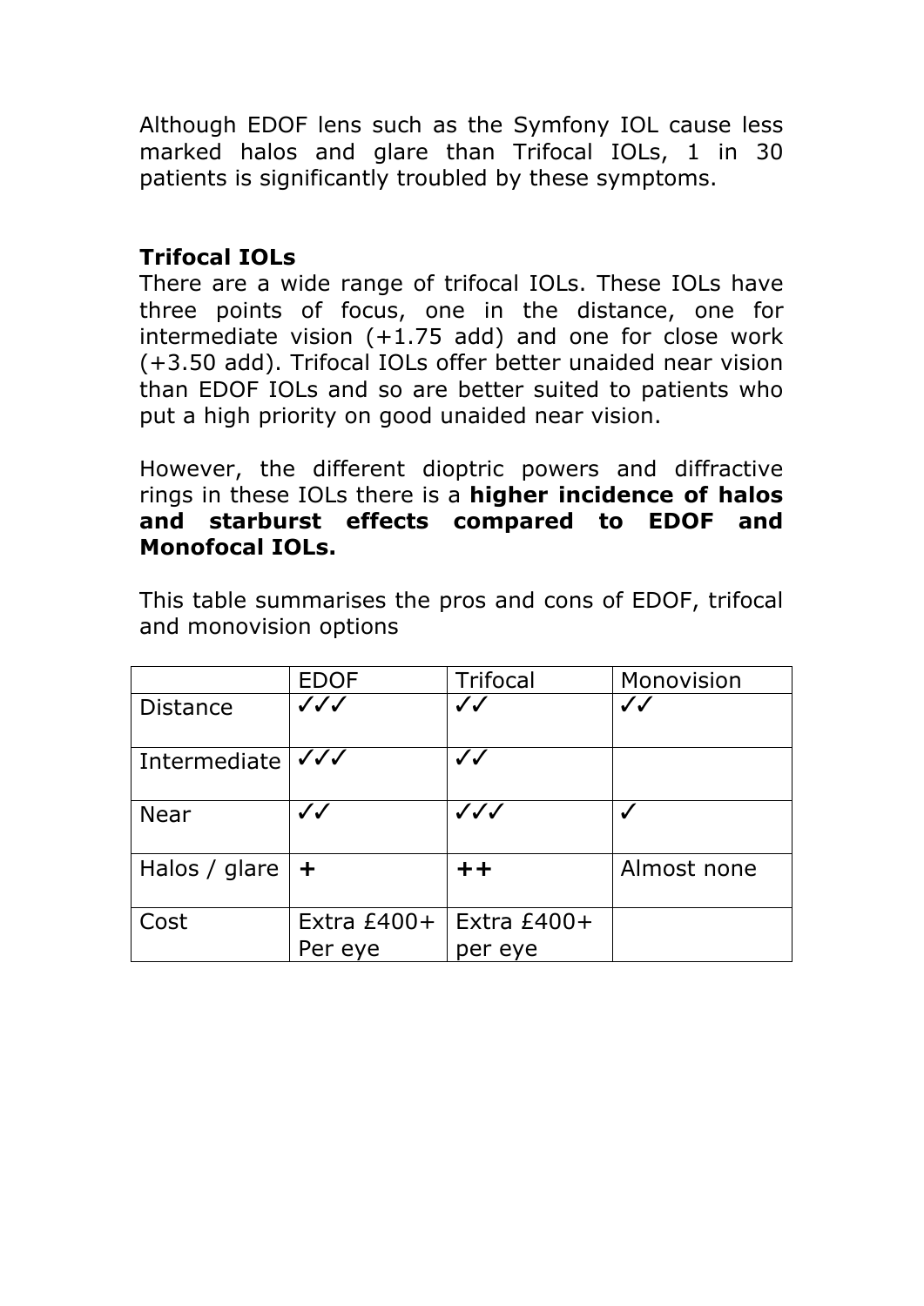Although EDOF lens such as the Symfony IOL cause less marked halos and glare than Trifocal IOLs, 1 in 30 patients is significantly troubled by these symptoms.

### Trifocal IOLs

There are a wide range of trifocal IOLs. These IOLs have three points of focus, one in the distance, one for intermediate vision (+1.75 add) and one for close work (+3.50 add). Trifocal IOLs offer better unaided near vision than EDOF IOLs and so are better suited to patients who put a high priority on good unaided near vision.

However, the different dioptric powers and diffractive rings in these IOLs there is a **higher incidence of halos and starburst effects compared to EDOF and Monofocal IOLs.**

This table summarises the pros and cons of EDOF, trifocal and monovision options

| | EDOF | Trifocal | Monovision |
|---|---|---|---|
| Distance | ✓✓✓ | ✓✓ | ✓✓ |
| Intermediate | ✓✓✓ | ✓✓ | |
| Near | ✓✓ | ✓✓✓ | ✓ |
| Halos / glare | **+** | **++** | Almost none |
| Cost | Extra £400+ Per eye | Extra £400+ per eye | |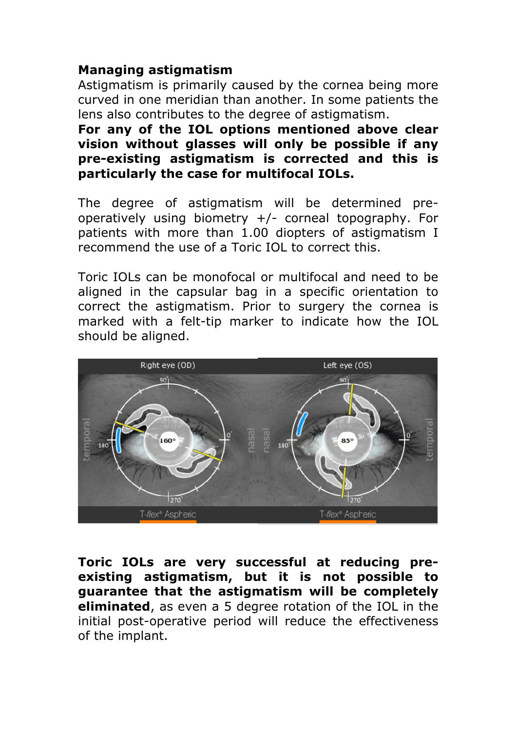## Managing astigmatism

Astigmatism is primarily caused by the cornea being more curved in one meridian than another. In some patients the lens also contributes to the degree of astigmatism.
**For any of the IOL options mentioned above clear vision without glasses will only be possible if any pre-existing astigmatism is corrected and this is particularly the case for multifocal IOLs.**

The degree of astigmatism will be determined pre-operatively using biometry +/- corneal topography. For patients with more than 1.00 diopters of astigmatism I recommend the use of a Toric IOL to correct this.

Toric IOLs can be monofocal or multifocal and need to be aligned in the capsular bag in a specific orientation to correct the astigmatism. Prior to surgery the cornea is marked with a felt-tip marker to indicate how the IOL should be aligned.

**Toric IOLs are very successful at reducing pre-existing astigmatism, but it is not possible to guarantee that the astigmatism will be completely eliminated**, as even a 5 degree rotation of the IOL in the initial post-operative period will reduce the effectiveness of the implant.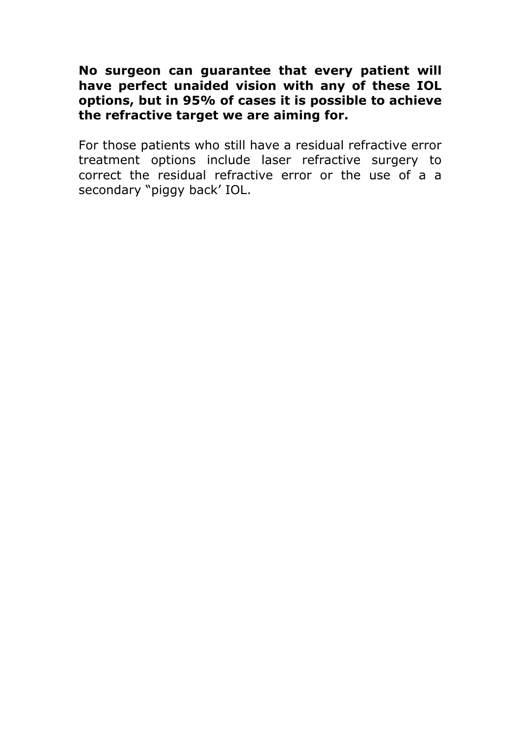**No surgeon can guarantee that every patient will have perfect unaided vision with any of these IOL options, but in 95% of cases it is possible to achieve the refractive target we are aiming for.**

For those patients who still have a residual refractive error treatment options include laser refractive surgery to correct the residual refractive error or the use of a a secondary "piggy back' IOL.